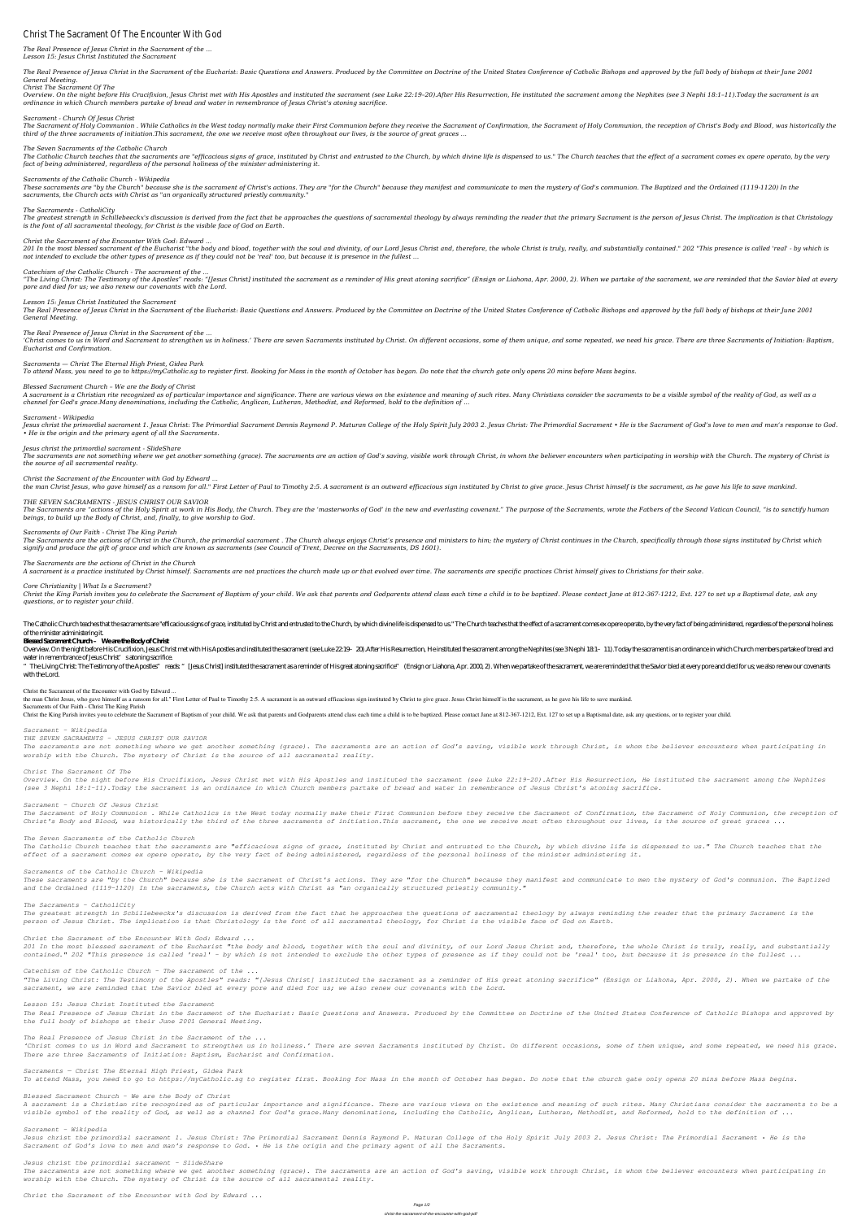# Christ The Sacrament Of The Encounter With God

*The Real Presence of Jesus Christ in the Sacrament of the ...*
*Lesson 15: Jesus Christ Instituted the Sacrament*

*The Real Presence of Jesus Christ in the Sacrament of the Eucharist: Basic Questions and Answers. Produced by the Committee on Doctrine of the United States Conference of Catholic Bishops and approved by the full body of bishops at their June 2001 General Meeting.*

*Christ The Sacrament Of The*

*Overview. On the night before His Crucifixion, Jesus Christ met with His Apostles and instituted the sacrament (see Luke 22:19–20).After His Resurrection, He instituted the sacrament among the Nephites (see 3 Nephi 18:1–11).Today the sacrament is an ordinance in which Church members partake of bread and water in remembrance of Jesus Christ's atoning sacrifice.*

*Sacrament - Church Of Jesus Christ*

*The Sacrament of Holy Communion . While Catholics in the West today normally make their First Communion before they receive the Sacrament of Confirmation, the Sacrament of Holy Communion, the reception of Christ's Body and Blood, was historically the third of the three sacraments of initiation.This sacrament, the one we receive most often throughout our lives, is the source of great graces ...*

*The Seven Sacraments of the Catholic Church*

*The Catholic Church teaches that the sacraments are "efficacious signs of grace, instituted by Christ and entrusted to the Church, by which divine life is dispensed to us." The Church teaches that the effect of a sacrament comes ex opere operato, by the very fact of being administered, regardless of the personal holiness of the minister administering it.*

*Sacraments of the Catholic Church - Wikipedia*

*These sacraments are "by the Church" because she is the sacrament of Christ's actions. They are "for the Church" because they manifest and communicate to men the mystery of God's communion. The Baptized and the Ordained (1119-1120) In the sacraments, the Church acts with Christ as "an organically structured priestly community."*

*The Sacraments - CatholiCity*

*The greatest strength in Schillebeeckx's discussion is derived from the fact that he approaches the questions of sacramental theology by always reminding the reader that the primary Sacrament is the person of Jesus Christ. The implication is that Christology is the font of all sacramental theology, for Christ is the visible face of God on Earth.*

*Christ the Sacrament of the Encounter With God: Edward ...*

*201 In the most blessed sacrament of the Eucharist "the body and blood, together with the soul and divinity, of our Lord Jesus Christ and, therefore, the whole Christ is truly, really, and substantially contained." 202 "This presence is called 'real' - by which is not intended to exclude the other types of presence as if they could not be 'real' too, but because it is presence in the fullest ...*

*Catechism of the Catholic Church - The sacrament of the ...*

*"The Living Christ: The Testimony of the Apostles" reads: "[Jesus Christ] instituted the sacrament as a reminder of His great atoning sacrifice" (Ensign or Liahona, Apr. 2000, 2). When we partake of the sacrament, we are reminded that the Savior bled at every pore and died for us; we also renew our covenants with the Lord.*

*Lesson 15: Jesus Christ Instituted the Sacrament*

*The Real Presence of Jesus Christ in the Sacrament of the Eucharist: Basic Questions and Answers. Produced by the Committee on Doctrine of the United States Conference of Catholic Bishops and approved by the full body of bishops at their June 2001 General Meeting.*

*The Real Presence of Jesus Christ in the Sacrament of the ...*

*'Christ comes to us in Word and Sacrament to strengthen us in holiness.' There are seven Sacraments instituted by Christ. On different occasions, some of them unique, and some repeated, we need his grace. There are three Sacraments of Initiation: Baptism, Eucharist and Confirmation.*

*Sacraments — Christ The Eternal High Priest, Gidea Park*

*To attend Mass, you need to go to https://myCatholic.sg to register first. Booking for Mass in the month of October has began. Do note that the church gate only opens 20 mins before Mass begins.*

*Blessed Sacrament Church – We are the Body of Christ*

*A sacrament is a Christian rite recognized as of particular importance and significance. There are various views on the existence and meaning of such rites. Many Christians consider the sacraments to be a visible symbol of the reality of God, as well as a channel for God's grace.Many denominations, including the Catholic, Anglican, Lutheran, Methodist, and Reformed, hold to the definition of ...*

*Sacrament - Wikipedia*

*Jesus christ the primordial sacrament 1. Jesus Christ: The Primordial Sacrament Dennis Raymond P. Maturan College of the Holy Spirit July 2003 2. Jesus Christ: The Primordial Sacrament • He is the Sacrament of God's love to men and man's response to God. • He is the origin and the primary agent of all the Sacraments.*

*Jesus christ the primordial sacrament - SlideShare*

*The sacraments are not something where we get another something (grace). The sacraments are an action of God's saving, visible work through Christ, in whom the believer encounters when participating in worship with the Church. The mystery of Christ is the source of all sacramental reality.*

*Christ the Sacrament of the Encounter with God by Edward ...*

*the man Christ Jesus, who gave himself as a ransom for all." First Letter of Paul to Timothy 2:5. A sacrament is an outward efficacious sign instituted by Christ to give grace. Jesus Christ himself is the sacrament, as he gave his life to save mankind.*

*THE SEVEN SACRAMENTS - JESUS CHRIST OUR SAVIOR*

*The Sacraments are "actions of the Holy Spirit at work in His Body, the Church. They are the 'masterworks of God' in the new and everlasting covenant." The purpose of the Sacraments, wrote the Fathers of the Second Vatican Council, "is to sanctify human beings, to build up the Body of Christ, and, finally, to give worship to God.*

*Sacraments of Our Faith - Christ The King Parish*

*The Sacraments are the actions of Christ in the Church, the primordial sacrament . The Church always enjoys Christ's presence and ministers to him; the mystery of Christ continues in the Church, specifically through those signs instituted by Christ which signify and produce the gift of grace and which are known as sacraments (see Council of Trent, Decree on the Sacraments, DS 1601).*

*The Sacraments are the actions of Christ in the Church*

*A sacrament is a practice instituted by Christ himself. Sacraments are not practices the church made up or that evolved over time. The sacraments are specific practices Christ himself gives to Christians for their sake.*

*Core Christianity | What Is a Sacrament?*

*Christ the King Parish invites you to celebrate the Sacrament of Baptism of your child. We ask that parents and Godparents attend class each time a child is to be baptized. Please contact Jane at 812-367-1212, Ext. 127 to set up a Baptismal date, ask any questions, or to register your child.*

The Catholic Church teaches that the sacraments are "efficacious signs of grace, instituted by Christ and entrusted to the Church, by which divine life is dispensed to us." The Church teaches that the effect of a sacrament comes ex opere operato, by the very fact of being administered, regardless of the personal holiness of the minister administering it.

**Blessed Sacrament Church – We are the Body of Christ**

Overview. On the night before His Crucifixion, Jesus Christ met with His Apostles and instituted the sacrament (see Luke 22:19–20).After His Resurrection, He instituted the sacrament among the Nephites (see 3 Nephi 18:1–11).Today the sacrament is an ordinance in which Church members partake of bread and water in remembrance of Jesus Christ's atoning sacrifice.

"The Living Christ: The Testimony of the Apostles" reads: "[Jesus Christ] instituted the sacrament as a reminder of His great atoning sacrifice" (Ensign or Liahona, Apr. 2000, 2). When we partake of the sacrament, we are reminded that the Savior bled at every pore and died for us; we also renew our covenants with the Lord.

Christ the Sacrament of the Encounter with God by Edward ...

the man Christ Jesus, who gave himself as a ransom for all." First Letter of Paul to Timothy 2:5. A sacrament is an outward efficacious sign instituted by Christ to give grace. Jesus Christ himself is the sacrament, as he gave his life to save mankind.

Sacraments of Our Faith - Christ The King Parish

Christ the King Parish invites you to celebrate the Sacrament of Baptism of your child. We ask that parents and Godparents attend class each time a child is to be baptized. Please contact Jane at 812-367-1212, Ext. 127 to set up a Baptismal date, ask any questions, or to register your child.

*Sacrament - Wikipedia*

*THE SEVEN SACRAMENTS - JESUS CHRIST OUR SAVIOR*

*The sacraments are not something where we get another something (grace). The sacraments are an action of God's saving, visible work through Christ, in whom the believer encounters when participating in worship with the Church. The mystery of Christ is the source of all sacramental reality.*

*Christ The Sacrament Of The*

*Overview. On the night before His Crucifixion, Jesus Christ met with His Apostles and instituted the sacrament (see Luke 22:19–20).After His Resurrection, He instituted the sacrament among the Nephites (see 3 Nephi 18:1–11).Today the sacrament is an ordinance in which Church members partake of bread and water in remembrance of Jesus Christ's atoning sacrifice.*

*Sacrament - Church Of Jesus Christ*

*The Sacrament of Holy Communion . While Catholics in the West today normally make their First Communion before they receive the Sacrament of Confirmation, the Sacrament of Holy Communion, the reception of Christ's Body and Blood, was historically the third of the three sacraments of initiation.This sacrament, the one we receive most often throughout our lives, is the source of great graces ...*

*The Seven Sacraments of the Catholic Church*

*The Catholic Church teaches that the sacraments are "efficacious signs of grace, instituted by Christ and entrusted to the Church, by which divine life is dispensed to us." The Church teaches that the effect of a sacrament comes ex opere operato, by the very fact of being administered, regardless of the personal holiness of the minister administering it.*

*Sacraments of the Catholic Church - Wikipedia*

*These sacraments are "by the Church" because she is the sacrament of Christ's actions. They are "for the Church" because they manifest and communicate to men the mystery of God's communion. The Baptized and the Ordained (1119-1120) In the sacraments, the Church acts with Christ as "an organically structured priestly community."*

*The Sacraments - CatholiCity*

*The greatest strength in Schillebeeckx's discussion is derived from the fact that he approaches the questions of sacramental theology by always reminding the reader that the primary Sacrament is the person of Jesus Christ. The implication is that Christology is the font of all sacramental theology, for Christ is the visible face of God on Earth.*

*Christ the Sacrament of the Encounter With God: Edward ...*

*201 In the most blessed sacrament of the Eucharist "the body and blood, together with the soul and divinity, of our Lord Jesus Christ and, therefore, the whole Christ is truly, really, and substantially contained." 202 "This presence is called 'real' - by which is not intended to exclude the other types of presence as if they could not be 'real' too, but because it is presence in the fullest ...*

*Catechism of the Catholic Church - The sacrament of the ...*

*"The Living Christ: The Testimony of the Apostles" reads: "[Jesus Christ] instituted the sacrament as a reminder of His great atoning sacrifice" (Ensign or Liahona, Apr. 2000, 2). When we partake of the sacrament, we are reminded that the Savior bled at every pore and died for us; we also renew our covenants with the Lord.*

*Lesson 15: Jesus Christ Instituted the Sacrament*

*The Real Presence of Jesus Christ in the Sacrament of the Eucharist: Basic Questions and Answers. Produced by the Committee on Doctrine of the United States Conference of Catholic Bishops and approved by the full body of bishops at their June 2001 General Meeting.*

*The Real Presence of Jesus Christ in the Sacrament of the ...*

*'Christ comes to us in Word and Sacrament to strengthen us in holiness.' There are seven Sacraments instituted by Christ. On different occasions, some of them unique, and some repeated, we need his grace. There are three Sacraments of Initiation: Baptism, Eucharist and Confirmation.*

*Sacraments — Christ The Eternal High Priest, Gidea Park*

*To attend Mass, you need to go to https://myCatholic.sg to register first. Booking for Mass in the month of October has began. Do note that the church gate only opens 20 mins before Mass begins.*

*Blessed Sacrament Church – We are the Body of Christ*

*A sacrament is a Christian rite recognized as of particular importance and significance. There are various views on the existence and meaning of such rites. Many Christians consider the sacraments to be a visible symbol of the reality of God, as well as a channel for God's grace.Many denominations, including the Catholic, Anglican, Lutheran, Methodist, and Reformed, hold to the definition of ...*

*Sacrament - Wikipedia*

*Jesus christ the primordial sacrament 1. Jesus Christ: The Primordial Sacrament Dennis Raymond P. Maturan College of the Holy Spirit July 2003 2. Jesus Christ: The Primordial Sacrament • He is the Sacrament of God's love to men and man's response to God. • He is the origin and the primary agent of all the Sacraments.*

*Jesus christ the primordial sacrament - SlideShare*

*The sacraments are not something where we get another something (grace). The sacraments are an action of God's saving, visible work through Christ, in whom the believer encounters when participating in worship with the Church. The mystery of Christ is the source of all sacramental reality.*

*Christ the Sacrament of the Encounter with God by Edward ...*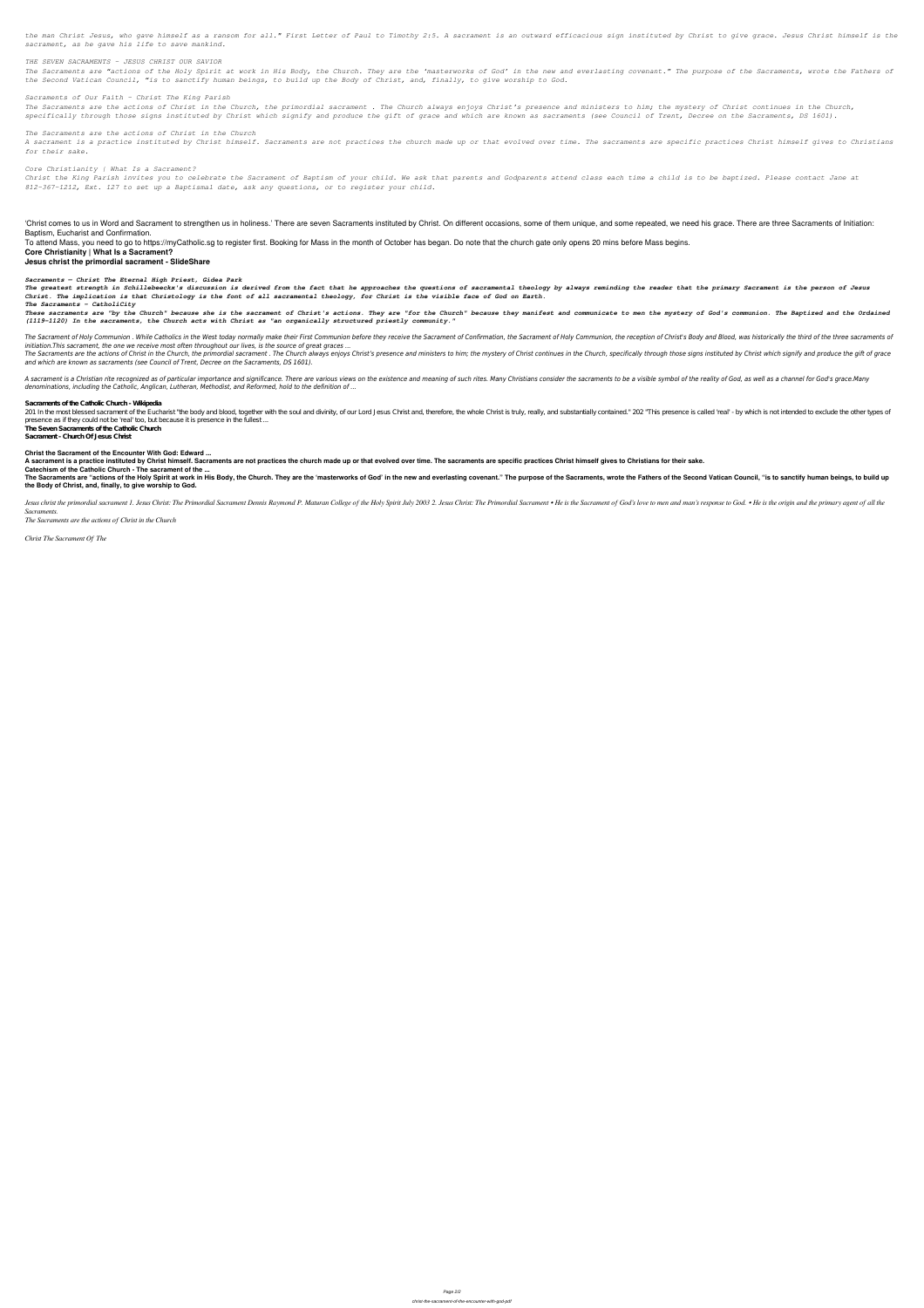*the man Christ Jesus, who gave himself as a ransom for all." First Letter of Paul to Timothy 2:5. A sacrament is an outward efficacious sign instituted by Christ to give grace. Jesus Christ himself is the sacrament, as he gave his life to save mankind.*

*THE SEVEN SACRAMENTS - JESUS CHRIST OUR SAVIOR*

*The Sacraments are "actions of the Holy Spirit at work in His Body, the Church. They are the 'masterworks of God' in the new and everlasting covenant." The purpose of the Sacraments, wrote the Fathers of the Second Vatican Council, "is to sanctify human beings, to build up the Body of Christ, and, finally, to give worship to God.*

*Sacraments of Our Faith - Christ The King Parish*

*The Sacraments are the actions of Christ in the Church, the primordial sacrament . The Church always enjoys Christ's presence and ministers to him; the mystery of Christ continues in the Church, specifically through those signs instituted by Christ which signify and produce the gift of grace and which are known as sacraments (see Council of Trent, Decree on the Sacraments, DS 1601).*

*The Sacraments are the actions of Christ in the Church*

*A sacrament is a practice instituted by Christ himself. Sacraments are not practices the church made up or that evolved over time. The sacraments are specific practices Christ himself gives to Christians for their sake.*

*Core Christianity | What Is a Sacrament?*

*Christ the King Parish invites you to celebrate the Sacrament of Baptism of your child. We ask that parents and Godparents attend class each time a child is to be baptized. Please contact Jane at 812-367-1212, Ext. 127 to set up a Baptismal date, ask any questions, or to register your child.*

'Christ comes to us in Word and Sacrament to strengthen us in holiness.' There are seven Sacraments instituted by Christ. On different occasions, some of them unique, and some repeated, we need his grace. There are three Sacraments of Initiation: Baptism, Eucharist and Confirmation.

To attend Mass, you need to go to https://myCatholic.sg to register first. Booking for Mass in the month of October has began. Do note that the church gate only opens 20 mins before Mass begins.

**Core Christianity | What Is a Sacrament?**

**Jesus christ the primordial sacrament - SlideShare**

***Sacraments — Christ The Eternal High Priest, Gidea Park***

***The greatest strength in Schillebeeckx's discussion is derived from the fact that he approaches the questions of sacramental theology by always reminding the reader that the primary Sacrament is the person of Jesus Christ. The implication is that Christology is the font of all sacramental theology, for Christ is the visible face of God on Earth.***

***The Sacraments - CatholiCity***

***These sacraments are "by the Church" because she is the sacrament of Christ's actions. They are "for the Church" because they manifest and communicate to men the mystery of God's communion. The Baptized and the Ordained (1119-1120) In the sacraments, the Church acts with Christ as "an organically structured priestly community."***

*The Sacrament of Holy Communion . While Catholics in the West today normally make their First Communion before they receive the Sacrament of Confirmation, the Sacrament of Holy Communion, the reception of Christ's Body and Blood, was historically the third of the three sacraments of initiation.This sacrament, the one we receive most often throughout our lives, is the source of great graces ...*

*The Sacraments are the actions of Christ in the Church, the primordial sacrament . The Church always enjoys Christ's presence and ministers to him; the mystery of Christ continues in the Church, specifically through those signs instituted by Christ which signify and produce the gift of grace and which are known as sacraments (see Council of Trent, Decree on the Sacraments, DS 1601).*

*A sacrament is a Christian rite recognized as of particular importance and significance. There are various views on the existence and meaning of such rites. Many Christians consider the sacraments to be a visible symbol of the reality of God, as well as a channel for God's grace.Many denominations, including the Catholic, Anglican, Lutheran, Methodist, and Reformed, hold to the definition of ...*

**Sacraments of the Catholic Church - Wikipedia**

201 In the most blessed sacrament of the Eucharist "the body and blood, together with the soul and divinity, of our Lord Jesus Christ and, therefore, the whole Christ is truly, really, and substantially contained." 202 "This presence is called 'real' - by which is not intended to exclude the other types of presence as if they could not be 'real' too, but because it is presence in the fullest ...

**The Seven Sacraments of the Catholic Church**

**Sacrament - Church Of Jesus Christ**

**Christ the Sacrament of the Encounter With God: Edward ...**

**A sacrament is a practice instituted by Christ himself. Sacraments are not practices the church made up or that evolved over time. The sacraments are specific practices Christ himself gives to Christians for their sake.**

**Catechism of the Catholic Church - The sacrament of the ...**

**The Sacraments are "actions of the Holy Spirit at work in His Body, the Church. They are the 'masterworks of God' in the new and everlasting covenant." The purpose of the Sacraments, wrote the Fathers of the Second Vatican Council, "is to sanctify human beings, to build up the Body of Christ, and, finally, to give worship to God.**

*Jesus christ the primordial sacrament 1. Jesus Christ: The Primordial Sacrament Dennis Raymond P. Maturan College of the Holy Spirit July 2003 2. Jesus Christ: The Primordial Sacrament • He is the Sacrament of God's love to men and man's response to God. • He is the origin and the primary agent of all the Sacraments.*

*The Sacraments are the actions of Christ in the Church*

*Christ The Sacrament Of The*